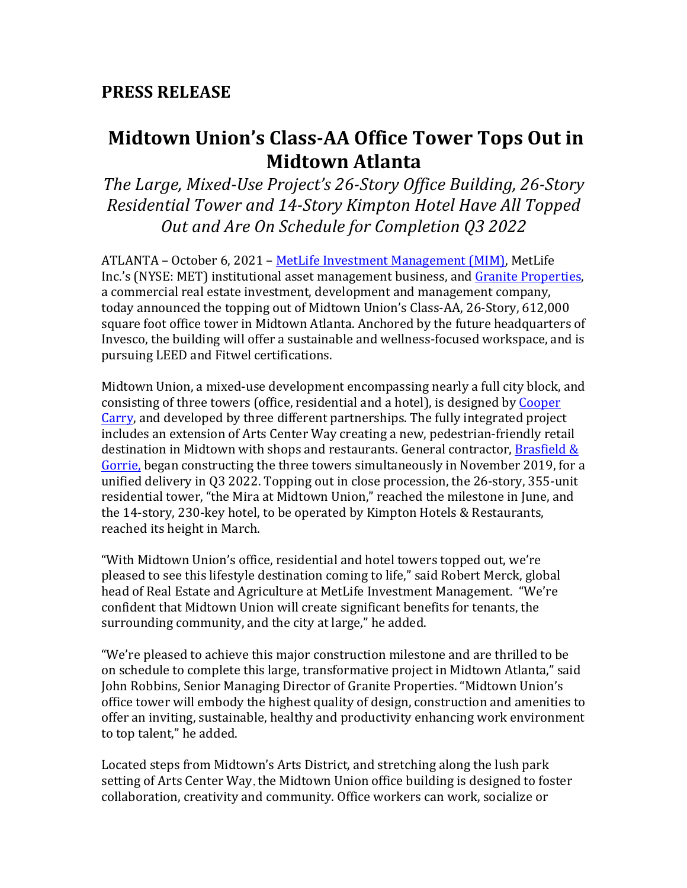## PRESS RELEASE

# Midtown Union's Class-AA Office Tower Tops Out in Midtown Atlanta

*The Large, Mixed-Use Project's 26-Story Office Building, 26-Story Residential Tower and 14-Story Kimpton Hotel Have All Topped Out and Are On Schedule for Completion Q3 2022*

ATLANTA – October 6, 2021 – MetLife Investment Management (MIM), MetLife Inc.'s (NYSE: MET) institutional asset management business, and Granite Properties, a commercial real estate investment, development and management company, today announced the topping out of Midtown Union's Class-AA, 26-Story, 612,000 square foot office tower in Midtown Atlanta. Anchored by the future headquarters of Invesco, the building will offer a sustainable and wellness-focused workspace, and is pursuing LEED and Fitwel certifications.

Midtown Union, a mixed-use development encompassing nearly a full city block, and consisting of three towers (office, residential and a hotel), is designed by Cooper Carry, and developed by three different partnerships. The fully integrated project includes an extension of Arts Center Way creating a new, pedestrian-friendly retail destination in Midtown with shops and restaurants. General contractor, Brasfield & Gorrie, began constructing the three towers simultaneously in November 2019, for a unified delivery in Q3 2022. Topping out in close procession, the 26-story, 355-unit residential tower, "the Mira at Midtown Union," reached the milestone in June, and the 14-story, 230-key hotel, to be operated by Kimpton Hotels & Restaurants, reached its height in March.

"With Midtown Union's office, residential and hotel towers topped out, we're pleased to see this lifestyle destination coming to life," said Robert Merck, global head of Real Estate and Agriculture at MetLife Investment Management. "We're confident that Midtown Union will create significant benefits for tenants, the surrounding community, and the city at large," he added.

"We're pleased to achieve this major construction milestone and are thrilled to be on schedule to complete this large, transformative project in Midtown Atlanta," said John Robbins, Senior Managing Director of Granite Properties. "Midtown Union's office tower will embody the highest quality of design, construction and amenities to offer an inviting, sustainable, healthy and productivity enhancing work environment to top talent," he added.

Located steps from Midtown's Arts District, and stretching along the lush park setting of Arts Center Way, the Midtown Union office building is designed to foster collaboration, creativity and community. Office workers can work, socialize or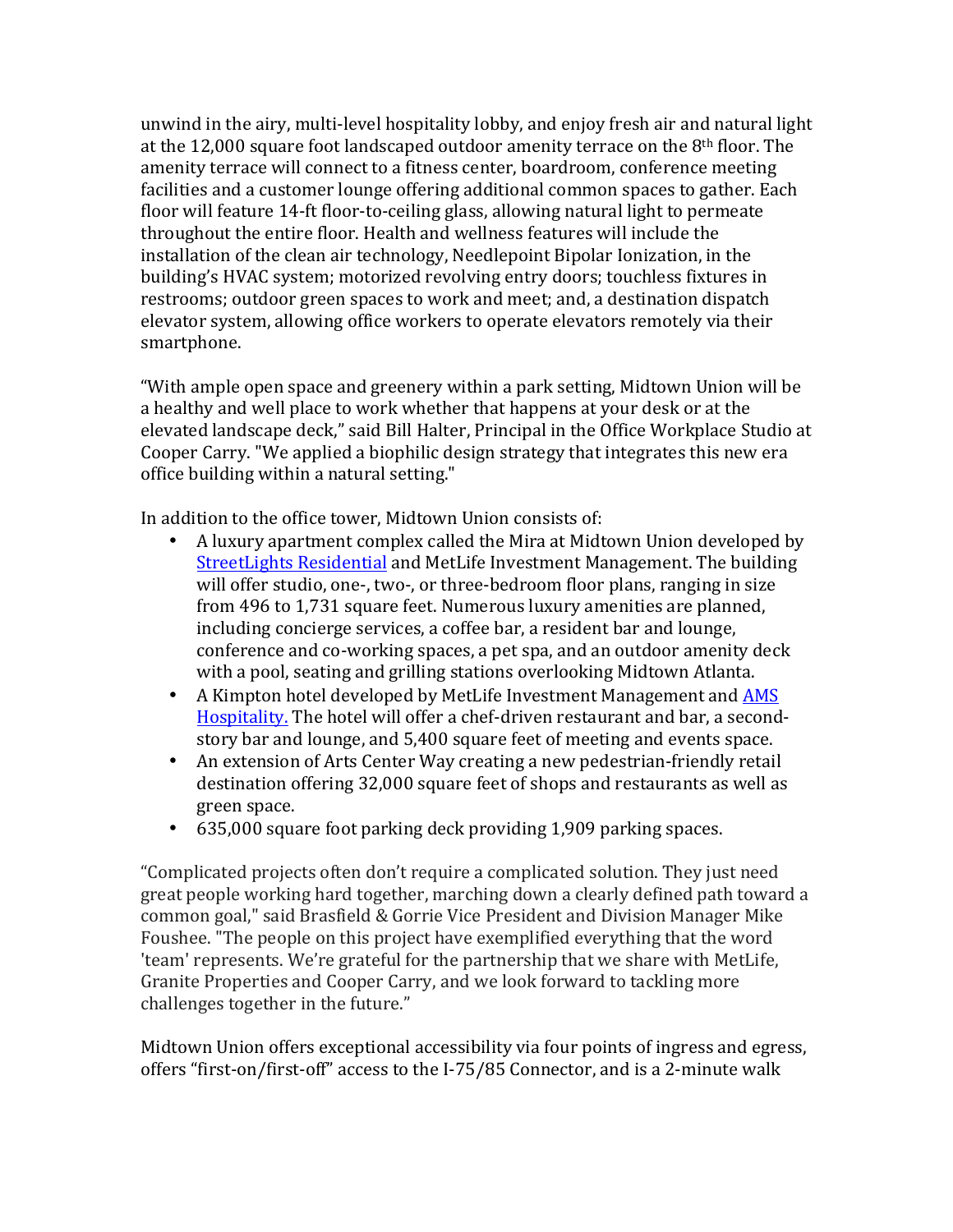unwind in the airy, multi-level hospitality lobby, and enjoy fresh air and natural light at the 12,000 square foot landscaped outdoor amenity terrace on the 8th floor. The amenity terrace will connect to a fitness center, boardroom, conference meeting facilities and a customer lounge offering additional common spaces to gather. Each floor will feature 14-ft floor-to-ceiling glass, allowing natural light to permeate throughout the entire floor. Health and wellness features will include the installation of the clean air technology, Needlepoint Bipolar Ionization, in the building's HVAC system; motorized revolving entry doors; touchless fixtures in restrooms; outdoor green spaces to work and meet; and, a destination dispatch elevator system, allowing office workers to operate elevators remotely via their smartphone.

"With ample open space and greenery within a park setting, Midtown Union will be a healthy and well place to work whether that happens at your desk or at the elevated landscape deck," said Bill Halter, Principal in the Office Workplace Studio at Cooper Carry. "We applied a biophilic design strategy that integrates this new era office building within a natural setting."

In addition to the office tower, Midtown Union consists of:

- A luxury apartment complex called the Mira at Midtown Union developed by StreetLights Residential and MetLife Investment Management. The building will offer studio, one-, two-, or three-bedroom floor plans, ranging in size from 496 to 1,731 square feet. Numerous luxury amenities are planned, including concierge services, a coffee bar, a resident bar and lounge, conference and co-working spaces, a pet spa, and an outdoor amenity deck with a pool, seating and grilling stations overlooking Midtown Atlanta.
- A Kimpton hotel developed by MetLife Investment Management and AMS Hospitality. The hotel will offer a chef-driven restaurant and bar, a second-story bar and lounge, and 5,400 square feet of meeting and events space.
- An extension of Arts Center Way creating a new pedestrian-friendly retail destination offering 32,000 square feet of shops and restaurants as well as green space.
- 635,000 square foot parking deck providing 1,909 parking spaces.

"Complicated projects often don't require a complicated solution. They just need great people working hard together, marching down a clearly defined path toward a common goal," said Brasfield & Gorrie Vice President and Division Manager Mike Foushee. "The people on this project have exemplified everything that the word 'team' represents. We're grateful for the partnership that we share with MetLife, Granite Properties and Cooper Carry, and we look forward to tackling more challenges together in the future."

Midtown Union offers exceptional accessibility via four points of ingress and egress, offers "first-on/first-off" access to the I-75/85 Connector, and is a 2-minute walk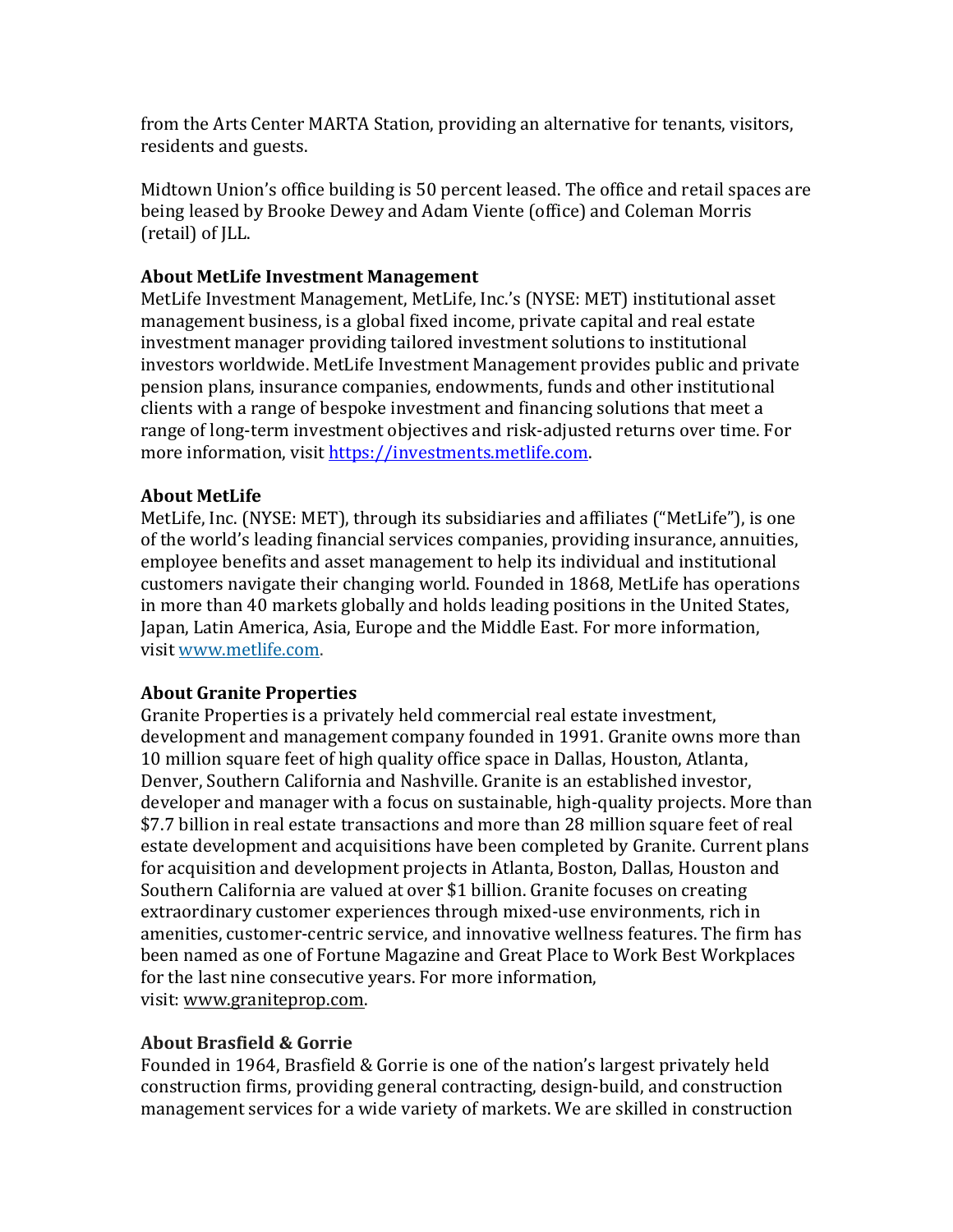from the Arts Center MARTA Station, providing an alternative for tenants, visitors, residents and guests.

Midtown Union's office building is 50 percent leased. The office and retail spaces are being leased by Brooke Dewey and Adam Viente (office) and Coleman Morris (retail) of JLL.

**About MetLife Investment Management**
MetLife Investment Management, MetLife, Inc.'s (NYSE: MET) institutional asset management business, is a global fixed income, private capital and real estate investment manager providing tailored investment solutions to institutional investors worldwide. MetLife Investment Management provides public and private pension plans, insurance companies, endowments, funds and other institutional clients with a range of bespoke investment and financing solutions that meet a range of long-term investment objectives and risk-adjusted returns over time. For more information, visit [https://investments.metlife.com](https://investments.metlife.com).

**About MetLife**
MetLife, Inc. (NYSE: MET), through its subsidiaries and affiliates ("MetLife"), is one of the world's leading financial services companies, providing insurance, annuities, employee benefits and asset management to help its individual and institutional customers navigate their changing world. Founded in 1868, MetLife has operations in more than 40 markets globally and holds leading positions in the United States, Japan, Latin America, Asia, Europe and the Middle East. For more information, visit [www.metlife.com](http://www.metlife.com).

**About Granite Properties**
Granite Properties is a privately held commercial real estate investment, development and management company founded in 1991. Granite owns more than 10 million square feet of high quality office space in Dallas, Houston, Atlanta, Denver, Southern California and Nashville. Granite is an established investor, developer and manager with a focus on sustainable, high-quality projects. More than $7.7 billion in real estate transactions and more than 28 million square feet of real estate development and acquisitions have been completed by Granite. Current plans for acquisition and development projects in Atlanta, Boston, Dallas, Houston and Southern California are valued at over $1 billion. Granite focuses on creating extraordinary customer experiences through mixed-use environments, rich in amenities, customer-centric service, and innovative wellness features. The firm has been named as one of Fortune Magazine and Great Place to Work Best Workplaces for the last nine consecutive years. For more information, visit: [www.graniteprop.com](http://www.graniteprop.com).

**About Brasfield & Gorrie**
Founded in 1964, Brasfield & Gorrie is one of the nation's largest privately held construction firms, providing general contracting, design-build, and construction management services for a wide variety of markets. We are skilled in construction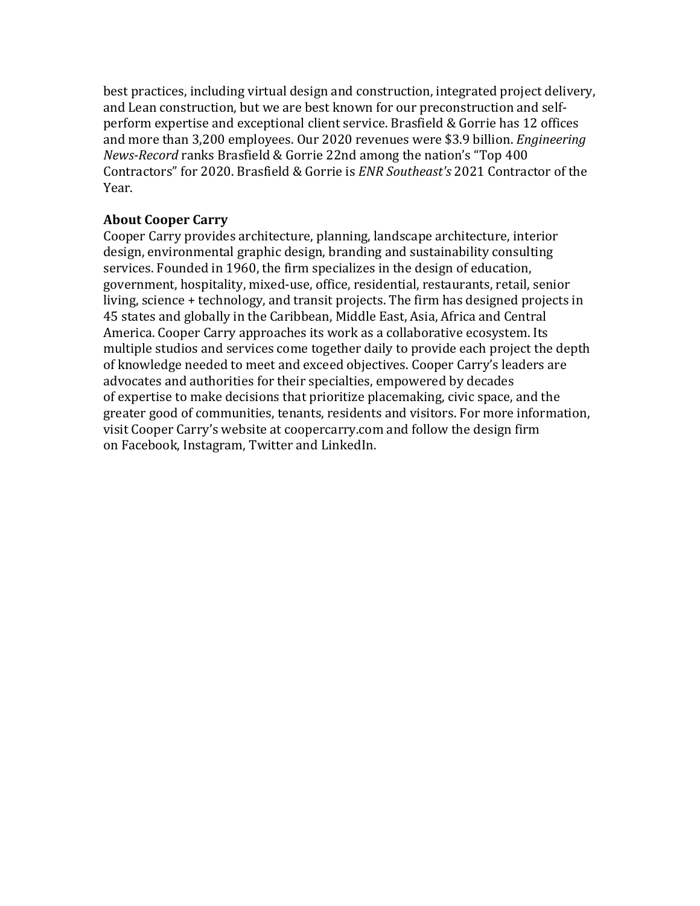best practices, including virtual design and construction, integrated project delivery, and Lean construction, but we are best known for our preconstruction and self-perform expertise and exceptional client service. Brasfield & Gorrie has 12 offices and more than 3,200 employees. Our 2020 revenues were $3.9 billion. *Engineering News-Record* ranks Brasfield & Gorrie 22nd among the nation's "Top 400 Contractors" for 2020. Brasfield & Gorrie is *ENR Southeast's* 2021 Contractor of the Year.

**About Cooper Carry**

Cooper Carry provides architecture, planning, landscape architecture, interior design, environmental graphic design, branding and sustainability consulting services. Founded in 1960, the firm specializes in the design of education, government, hospitality, mixed-use, office, residential, restaurants, retail, senior living, science + technology, and transit projects. The firm has designed projects in 45 states and globally in the Caribbean, Middle East, Asia, Africa and Central America. Cooper Carry approaches its work as a collaborative ecosystem. Its multiple studios and services come together daily to provide each project the depth of knowledge needed to meet and exceed objectives. Cooper Carry's leaders are advocates and authorities for their specialties, empowered by decades of expertise to make decisions that prioritize placemaking, civic space, and the greater good of communities, tenants, residents and visitors. For more information, visit Cooper Carry's website at coopercarry.com and follow the design firm on Facebook, Instagram, Twitter and LinkedIn.